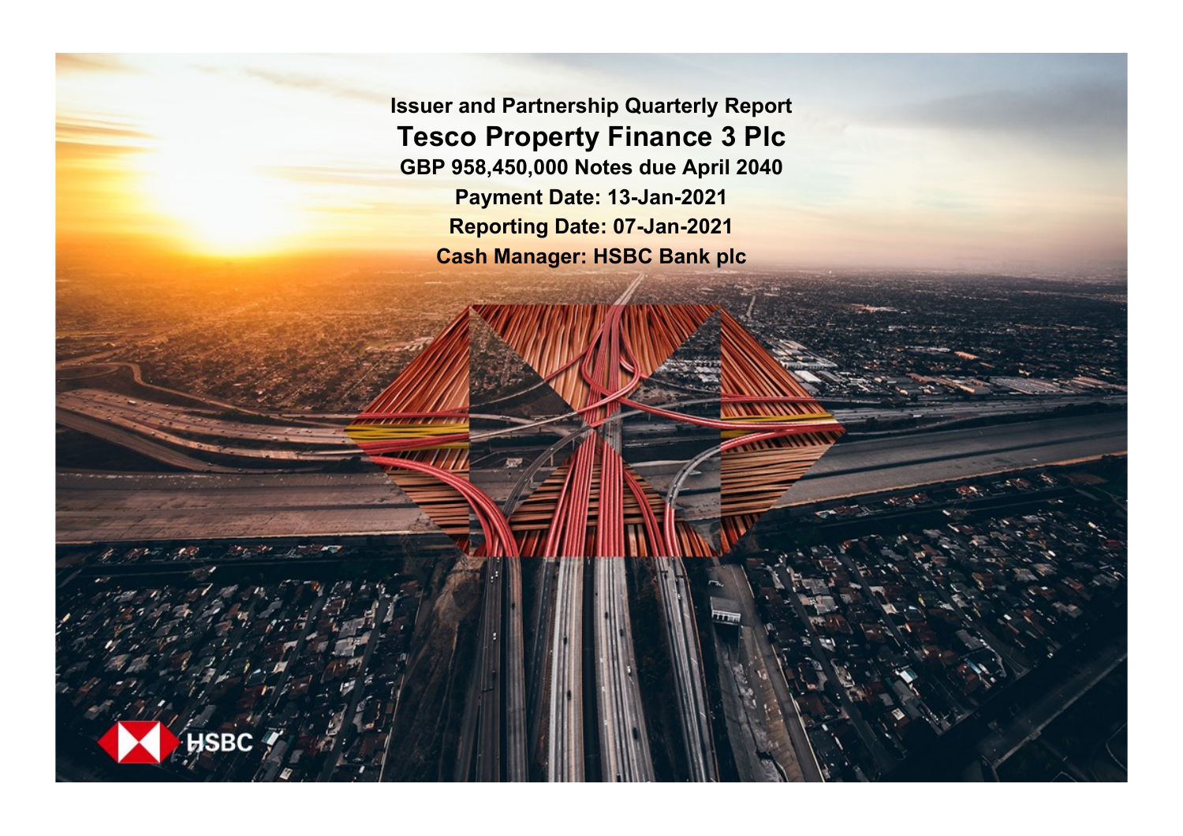# Issuer and Partnership Quarterly Report

# Tesco Property Finance 3 Plc

**GBP 958,450,000 Notes due April 2040**

**Payment Date: 13-Jan-2021**

**Reporting Date: 07-Jan-2021**

**Cash Manager: HSBC Bank plc**

HSBC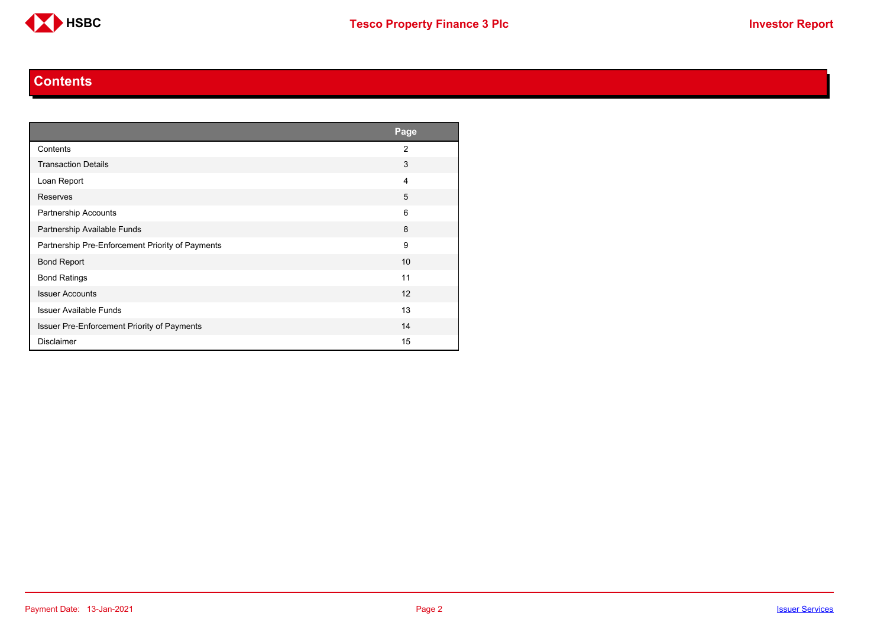# Contents

| | Page |
|---|---|
| Contents | 2 |
| Transaction Details | 3 |
| Loan Report | 4 |
| Reserves | 5 |
| Partnership Accounts | 6 |
| Partnership Available Funds | 8 |
| Partnership Pre-Enforcement Priority of Payments | 9 |
| Bond Report | 10 |
| Bond Ratings | 11 |
| Issuer Accounts | 12 |
| Issuer Available Funds | 13 |
| Issuer Pre-Enforcement Priority of Payments | 14 |
| Disclaimer | 15 |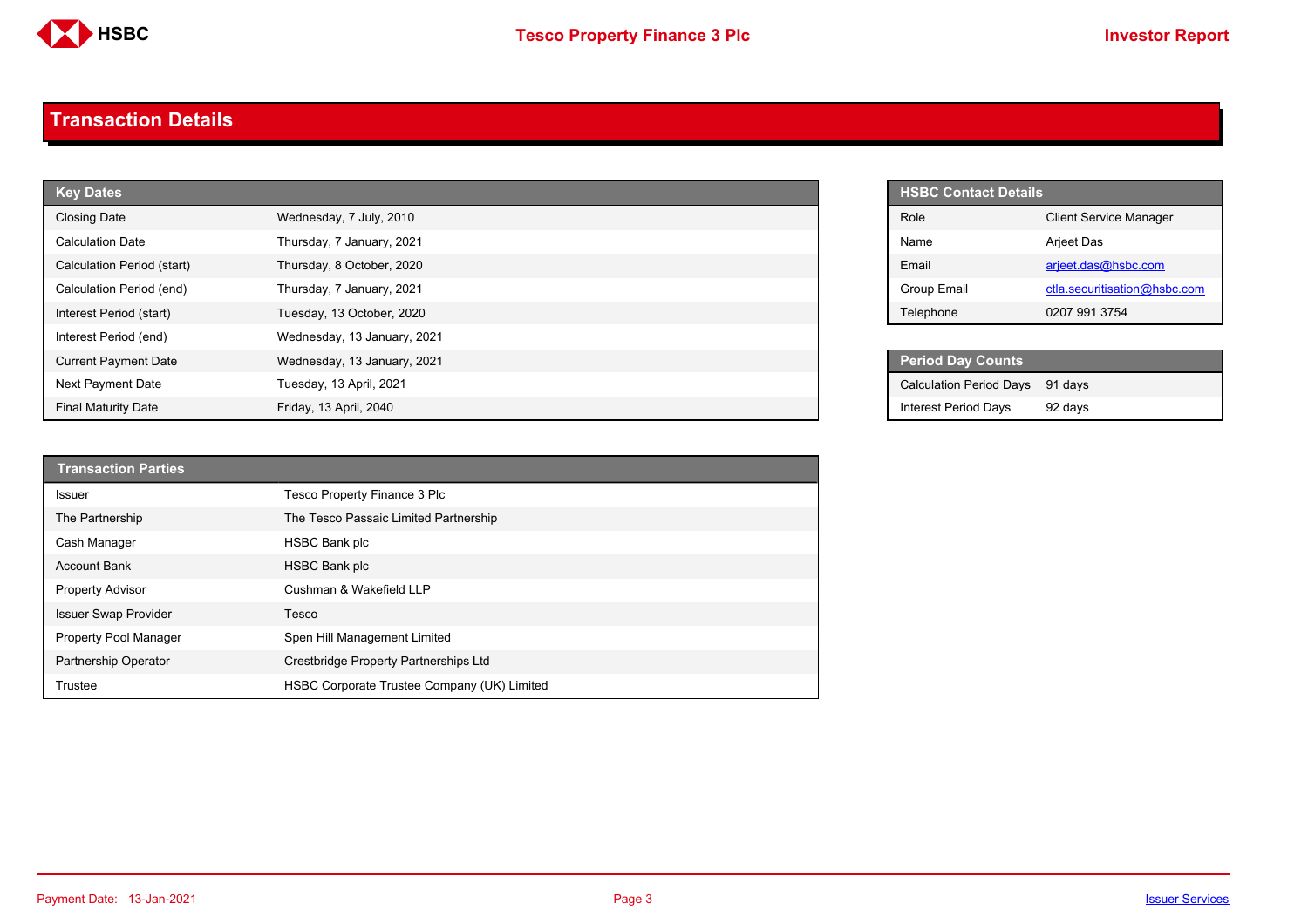# Transaction Details

| Key Dates | |
|---|---|
| Closing Date | Wednesday, 7 July, 2010 |
| Calculation Date | Thursday, 7 January, 2021 |
| Calculation Period (start) | Thursday, 8 October, 2020 |
| Calculation Period (end) | Thursday, 7 January, 2021 |
| Interest Period (start) | Tuesday, 13 October, 2020 |
| Interest Period (end) | Wednesday, 13 January, 2021 |
| Current Payment Date | Wednesday, 13 January, 2021 |
| Next Payment Date | Tuesday, 13 April, 2021 |
| Final Maturity Date | Friday, 13 April, 2040 |

| HSBC Contact Details | |
|---|---|
| Role | Client Service Manager |
| Name | Arjeet Das |
| Email | arjeet.das@hsbc.com |
| Group Email | ctla.securitisation@hsbc.com |
| Telephone | 0207 991 3754 |

| Period Day Counts | |
|---|---|
| Calculation Period Days | 91 days |
| Interest Period Days | 92 days |

| Transaction Parties | |
|---|---|
| Issuer | Tesco Property Finance 3 Plc |
| The Partnership | The Tesco Passaic Limited Partnership |
| Cash Manager | HSBC Bank plc |
| Account Bank | HSBC Bank plc |
| Property Advisor | Cushman & Wakefield LLP |
| Issuer Swap Provider | Tesco |
| Property Pool Manager | Spen Hill Management Limited |
| Partnership Operator | Crestbridge Property Partnerships Ltd |
| Trustee | HSBC Corporate Trustee Company (UK) Limited |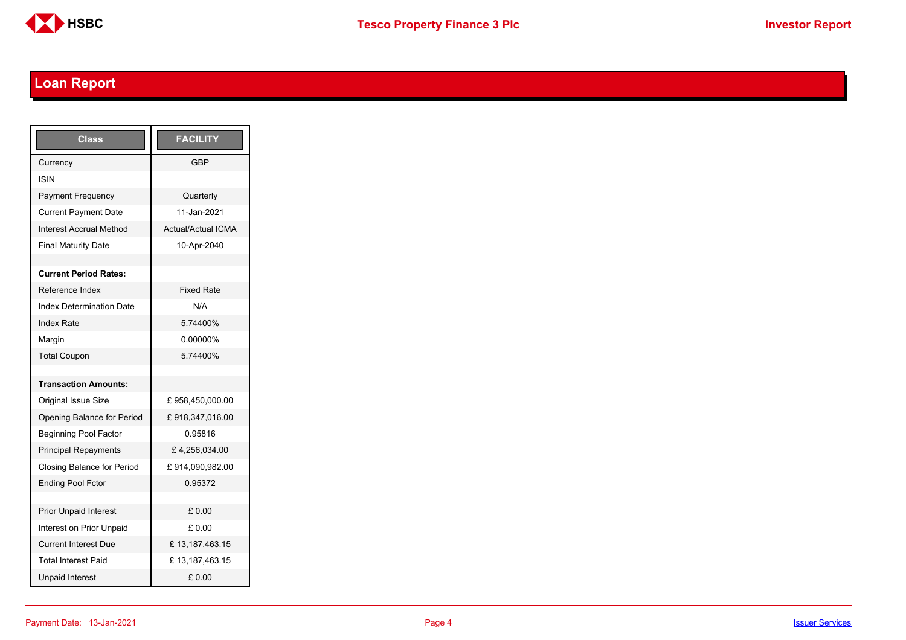## Loan Report

| Class | FACILITY |
|---|---|
| Currency | GBP |
| ISIN | |
| Payment Frequency | Quarterly |
| Current Payment Date | 11-Jan-2021 |
| Interest Accrual Method | Actual/Actual ICMA |
| Final Maturity Date | 10-Apr-2040 |
| | |
| **Current Period Rates:** | |
| Reference Index | Fixed Rate |
| Index Determination Date | N/A |
| Index Rate | 5.74400% |
| Margin | 0.00000% |
| Total Coupon | 5.74400% |
| | |
| **Transaction Amounts:** | |
| Original Issue Size | £ 958,450,000.00 |
| Opening Balance for Period | £ 918,347,016.00 |
| Beginning Pool Factor | 0.95816 |
| Principal Repayments | £ 4,256,034.00 |
| Closing Balance for Period | £ 914,090,982.00 |
| Ending Pool Fctor | 0.95372 |
| | |
| Prior Unpaid Interest | £ 0.00 |
| Interest on Prior Unpaid | £ 0.00 |
| Current Interest Due | £ 13,187,463.15 |
| Total Interest Paid | £ 13,187,463.15 |
| Unpaid Interest | £ 0.00 |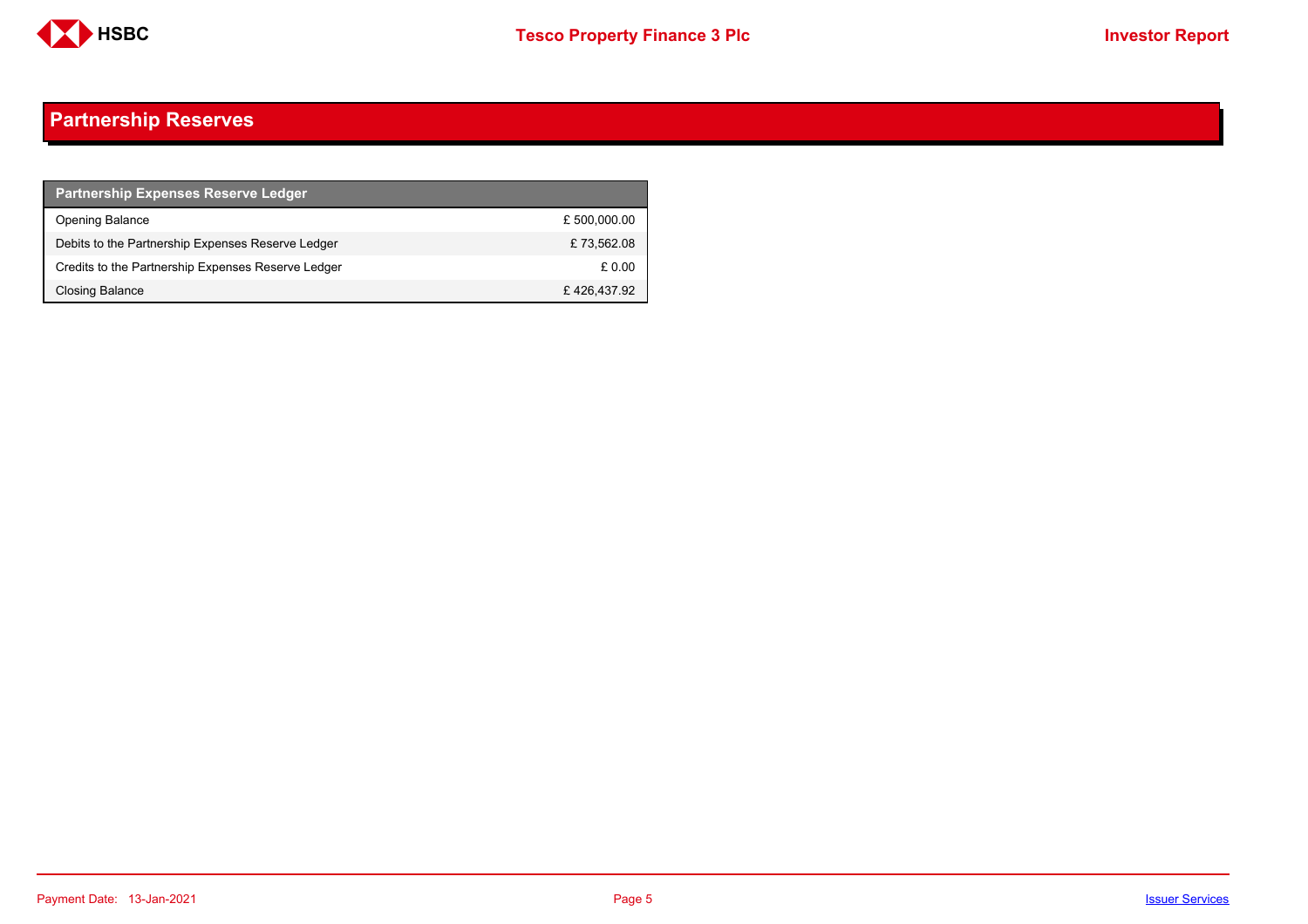## Partnership Reserves

| Partnership Expenses Reserve Ledger | |
|---|---|
| Opening Balance | £ 500,000.00 |
| Debits to the Partnership Expenses Reserve Ledger | £ 73,562.08 |
| Credits to the Partnership Expenses Reserve Ledger | £ 0.00 |
| Closing Balance | £ 426,437.92 |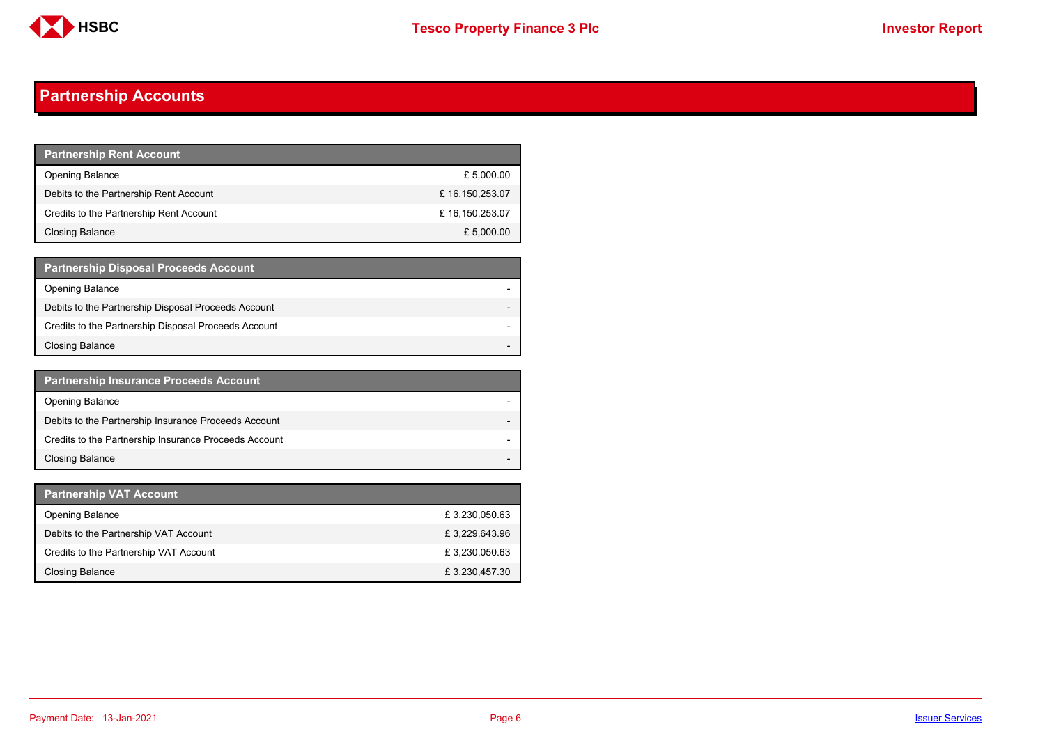# Partnership Accounts

| Partnership Rent Account | |
|---|---|
| Opening Balance | £ 5,000.00 |
| Debits to the Partnership Rent Account | £ 16,150,253.07 |
| Credits to the Partnership Rent Account | £ 16,150,253.07 |
| Closing Balance | £ 5,000.00 |

| Partnership Disposal Proceeds Account | |
|---|---|
| Opening Balance | - |
| Debits to the Partnership Disposal Proceeds Account | - |
| Credits to the Partnership Disposal Proceeds Account | - |
| Closing Balance | - |

| Partnership Insurance Proceeds Account | |
|---|---|
| Opening Balance | - |
| Debits to the Partnership Insurance Proceeds Account | - |
| Credits to the Partnership Insurance Proceeds Account | - |
| Closing Balance | - |

| Partnership VAT Account | |
|---|---|
| Opening Balance | £ 3,230,050.63 |
| Debits to the Partnership VAT Account | £ 3,229,643.96 |
| Credits to the Partnership VAT Account | £ 3,230,050.63 |
| Closing Balance | £ 3,230,457.30 |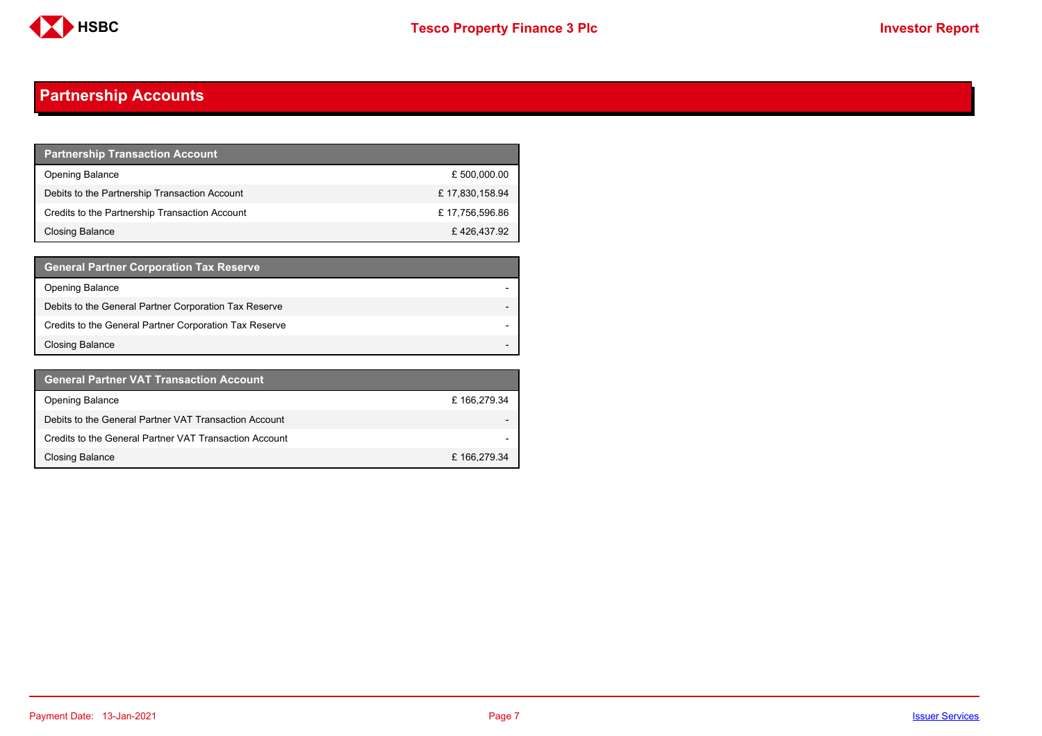# Partnership Accounts

| Partnership Transaction Account | |
|---|---|
| Opening Balance | £ 500,000.00 |
| Debits to the Partnership Transaction Account | £ 17,830,158.94 |
| Credits to the Partnership Transaction Account | £ 17,756,596.86 |
| Closing Balance | £ 426,437.92 |

| General Partner Corporation Tax Reserve | |
|---|---|
| Opening Balance | - |
| Debits to the General Partner Corporation Tax Reserve | - |
| Credits to the General Partner Corporation Tax Reserve | - |
| Closing Balance | - |

| General Partner VAT Transaction Account | |
|---|---|
| Opening Balance | £ 166,279.34 |
| Debits to the General Partner VAT Transaction Account | - |
| Credits to the General Partner VAT Transaction Account | - |
| Closing Balance | £ 166,279.34 |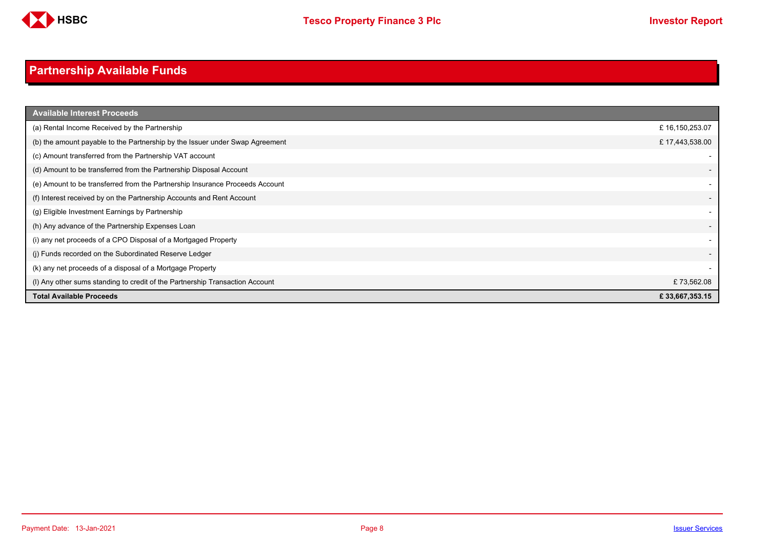# Partnership Available Funds

| Available Interest Proceeds | |
|---|---|
| (a) Rental Income Received by the Partnership | £ 16,150,253.07 |
| (b) the amount payable to the Partnership by the Issuer under Swap Agreement | £ 17,443,538.00 |
| (c) Amount transferred from the Partnership VAT account | - |
| (d) Amount to be transferred from the Partnership Disposal Account | - |
| (e) Amount to be transferred from the Partnership Insurance Proceeds Account | - |
| (f) Interest received by on the Partnership Accounts and Rent Account | - |
| (g) Eligible Investment Earnings by Partnership | - |
| (h) Any advance of the Partnership Expenses Loan | - |
| (i) any net proceeds of a CPO Disposal of a Mortgaged Property | - |
| (j) Funds recorded on the Subordinated Reserve Ledger | - |
| (k) any net proceeds of a disposal of a Mortgage Property | - |
| (l) Any other sums standing to credit of the Partnership Transaction Account | £ 73,562.08 |
| **Total Available Proceeds** | **£ 33,667,353.15** |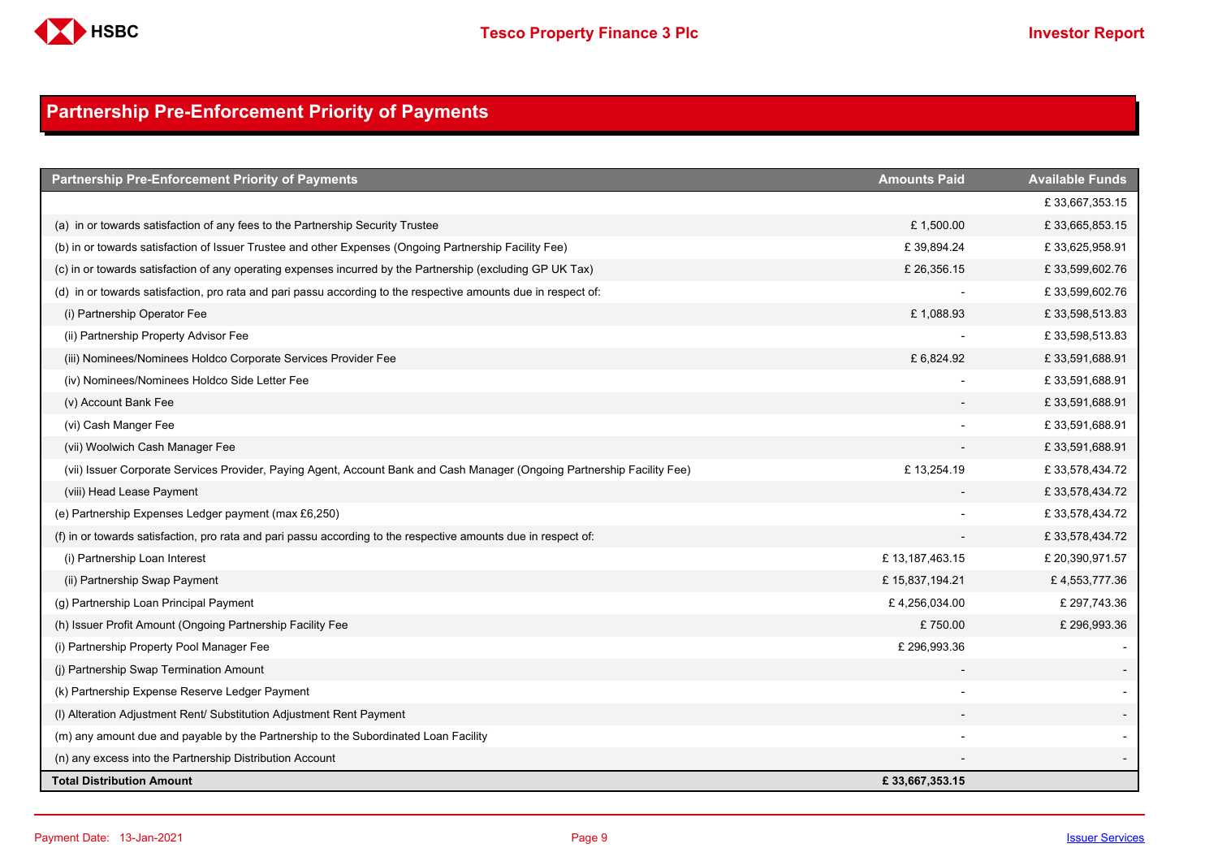# Partnership Pre-Enforcement Priority of Payments

| Partnership Pre-Enforcement Priority of Payments | Amounts Paid | Available Funds |
|---|---|---|
| | | £ 33,667,353.15 |
| (a) in or towards satisfaction of any fees to the Partnership Security Trustee | £ 1,500.00 | £ 33,665,853.15 |
| (b) in or towards satisfaction of Issuer Trustee and other Expenses (Ongoing Partnership Facility Fee) | £ 39,894.24 | £ 33,625,958.91 |
| (c) in or towards satisfaction of any operating expenses incurred by the Partnership (excluding GP UK Tax) | £ 26,356.15 | £ 33,599,602.76 |
| (d) in or towards satisfaction, pro rata and pari passu according to the respective amounts due in respect of: | - | £ 33,599,602.76 |
| (i) Partnership Operator Fee | £ 1,088.93 | £ 33,598,513.83 |
| (ii) Partnership Property Advisor Fee | - | £ 33,598,513.83 |
| (iii) Nominees/Nominees Holdco Corporate Services Provider Fee | £ 6,824.92 | £ 33,591,688.91 |
| (iv) Nominees/Nominees Holdco Side Letter Fee | - | £ 33,591,688.91 |
| (v) Account Bank Fee | - | £ 33,591,688.91 |
| (vi) Cash Manger Fee | - | £ 33,591,688.91 |
| (vii) Woolwich Cash Manager Fee | - | £ 33,591,688.91 |
| (vii) Issuer Corporate Services Provider, Paying Agent, Account Bank and Cash Manager (Ongoing Partnership Facility Fee) | £ 13,254.19 | £ 33,578,434.72 |
| (viii) Head Lease Payment | - | £ 33,578,434.72 |
| (e) Partnership Expenses Ledger payment (max £6,250) | - | £ 33,578,434.72 |
| (f) in or towards satisfaction, pro rata and pari passu according to the respective amounts due in respect of: | - | £ 33,578,434.72 |
| (i) Partnership Loan Interest | £ 13,187,463.15 | £ 20,390,971.57 |
| (ii) Partnership Swap Payment | £ 15,837,194.21 | £ 4,553,777.36 |
| (g) Partnership Loan Principal Payment | £ 4,256,034.00 | £ 297,743.36 |
| (h) Issuer Profit Amount (Ongoing Partnership Facility Fee | £ 750.00 | £ 296,993.36 |
| (i) Partnership Property Pool Manager Fee | £ 296,993.36 | - |
| (j) Partnership Swap Termination Amount | - | - |
| (k) Partnership Expense Reserve Ledger Payment | - | - |
| (l) Alteration Adjustment Rent/ Substitution Adjustment Rent Payment | - | - |
| (m) any amount due and payable by the Partnership to the Subordinated Loan Facility | - | - |
| (n) any excess into the Partnership Distribution Account | - | - |
| **Total Distribution Amount** | **£ 33,667,353.15** | |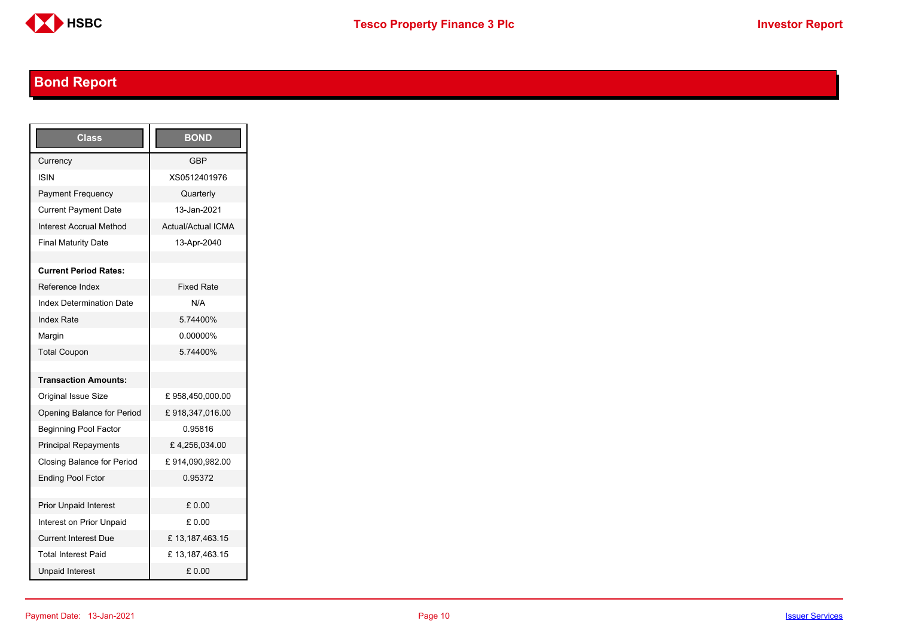## Bond Report

| Class | BOND |
| --- | --- |
| Currency | GBP |
| ISIN | XS0512401976 |
| Payment Frequency | Quarterly |
| Current Payment Date | 13-Jan-2021 |
| Interest Accrual Method | Actual/Actual ICMA |
| Final Maturity Date | 13-Apr-2040 |
| | |
| **Current Period Rates:** | |
| Reference Index | Fixed Rate |
| Index Determination Date | N/A |
| Index Rate | 5.74400% |
| Margin | 0.00000% |
| Total Coupon | 5.74400% |
| | |
| **Transaction Amounts:** | |
| Original Issue Size | £ 958,450,000.00 |
| Opening Balance for Period | £ 918,347,016.00 |
| Beginning Pool Factor | 0.95816 |
| Principal Repayments | £ 4,256,034.00 |
| Closing Balance for Period | £ 914,090,982.00 |
| Ending Pool Fctor | 0.95372 |
| | |
| Prior Unpaid Interest | £ 0.00 |
| Interest on Prior Unpaid | £ 0.00 |
| Current Interest Due | £ 13,187,463.15 |
| Total Interest Paid | £ 13,187,463.15 |
| Unpaid Interest | £ 0.00 |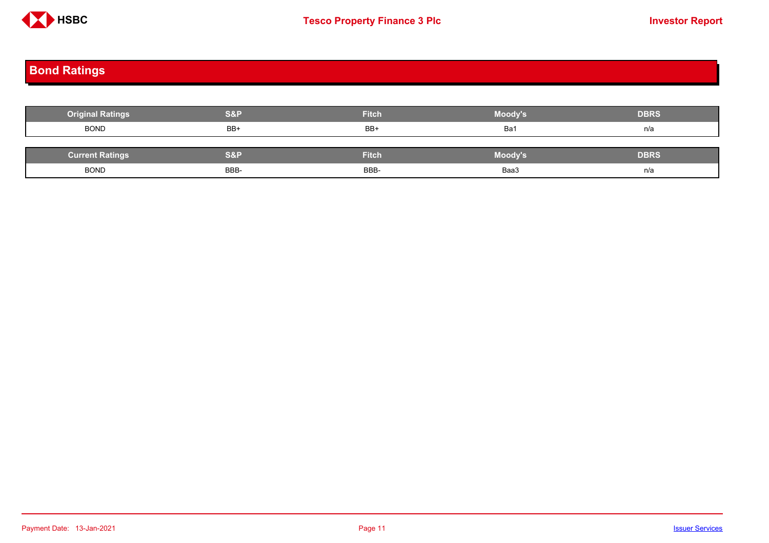## Bond Ratings

| Original Ratings | S&P | Fitch | Moody's | DBRS |
|---|---|---|---|---|
| BOND | BB+ | BB+ | Ba1 | n/a |

| Current Ratings | S&P | Fitch | Moody's | DBRS |
|---|---|---|---|---|
| BOND | BBB- | BBB- | Baa3 | n/a |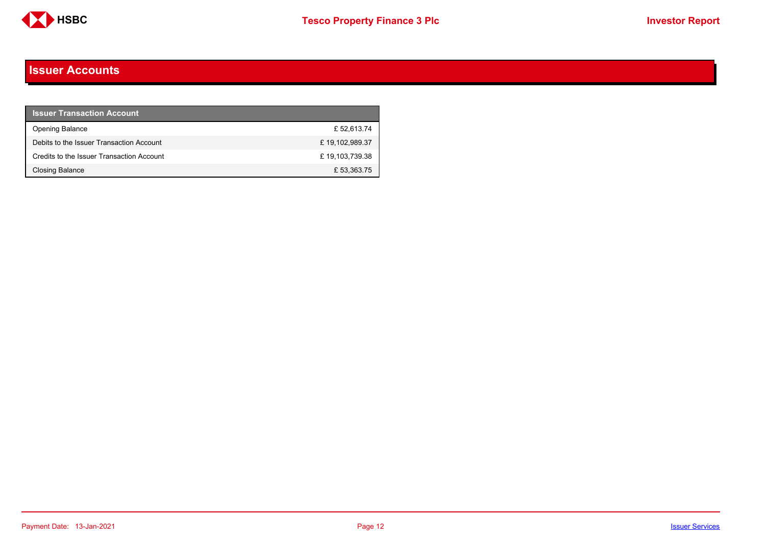# Issuer Accounts

| Issuer Transaction Account | |
|---|---|
| Opening Balance | £ 52,613.74 |
| Debits to the Issuer Transaction Account | £ 19,102,989.37 |
| Credits to the Issuer Transaction Account | £ 19,103,739.38 |
| Closing Balance | £ 53,363.75 |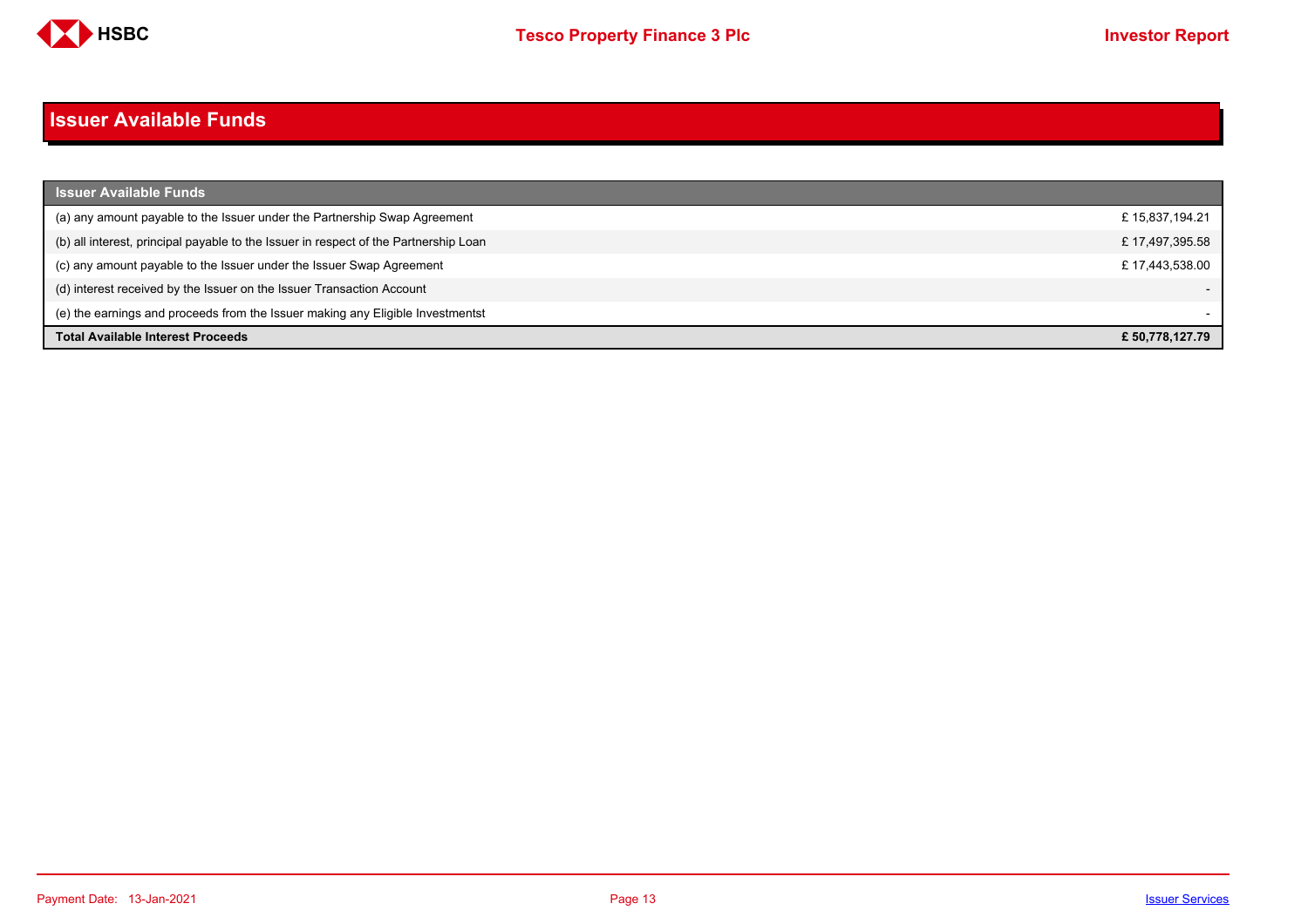# Issuer Available Funds

| Issuer Available Funds | |
|---|---|
| (a) any amount payable to the Issuer under the Partnership Swap Agreement | £ 15,837,194.21 |
| (b) all interest, principal payable to the Issuer in respect of the Partnership Loan | £ 17,497,395.58 |
| (c) any amount payable to the Issuer under the Issuer Swap Agreement | £ 17,443,538.00 |
| (d) interest received by the Issuer on the Issuer Transaction Account | - |
| (e) the earnings and proceeds from the Issuer making any Eligible Investmentst | - |
| **Total Available Interest Proceeds** | **£ 50,778,127.79** |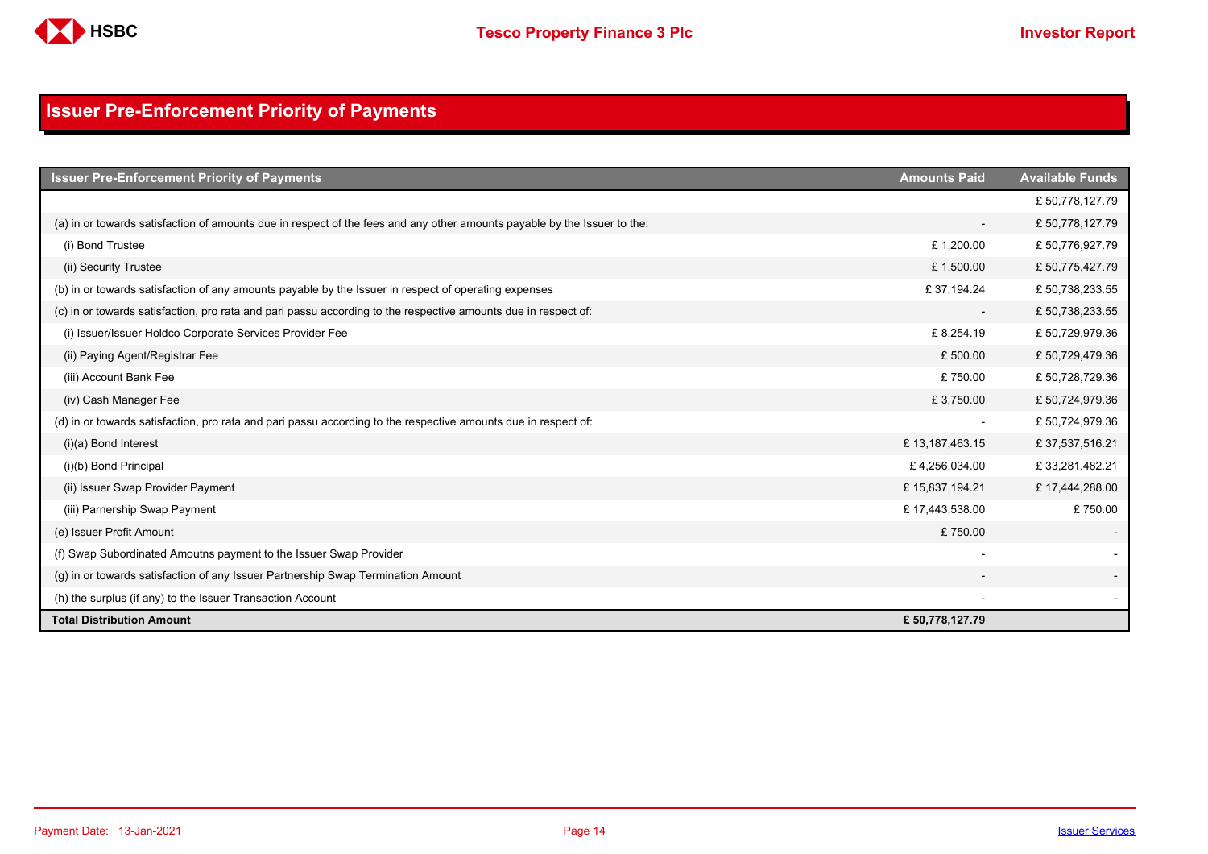# Issuer Pre-Enforcement Priority of Payments

| Issuer Pre-Enforcement Priority of Payments | Amounts Paid | Available Funds |
|---|---|---|
| | | £ 50,778,127.79 |
| (a) in or towards satisfaction of amounts due in respect of the fees and any other amounts payable by the Issuer to the: | - | £ 50,778,127.79 |
| (i) Bond Trustee | £ 1,200.00 | £ 50,776,927.79 |
| (ii) Security Trustee | £ 1,500.00 | £ 50,775,427.79 |
| (b) in or towards satisfaction of any amounts payable by the Issuer in respect of operating expenses | £ 37,194.24 | £ 50,738,233.55 |
| (c) in or towards satisfaction, pro rata and pari passu according to the respective amounts due in respect of: | - | £ 50,738,233.55 |
| (i) Issuer/Issuer Holdco Corporate Services Provider Fee | £ 8,254.19 | £ 50,729,979.36 |
| (ii) Paying Agent/Registrar Fee | £ 500.00 | £ 50,729,479.36 |
| (iii) Account Bank Fee | £ 750.00 | £ 50,728,729.36 |
| (iv) Cash Manager Fee | £ 3,750.00 | £ 50,724,979.36 |
| (d) in or towards satisfaction, pro rata and pari passu according to the respective amounts due in respect of: | - | £ 50,724,979.36 |
| (i)(a) Bond Interest | £ 13,187,463.15 | £ 37,537,516.21 |
| (i)(b) Bond Principal | £ 4,256,034.00 | £ 33,281,482.21 |
| (ii) Issuer Swap Provider Payment | £ 15,837,194.21 | £ 17,444,288.00 |
| (iii) Parnership Swap Payment | £ 17,443,538.00 | £ 750.00 |
| (e) Issuer Profit Amount | £ 750.00 | - |
| (f) Swap Subordinated Amoutns payment to the Issuer Swap Provider | - | - |
| (g) in or towards satisfaction of any Issuer Partnership Swap Termination Amount | - | - |
| (h) the surplus (if any) to the Issuer Transaction Account | - | - |
| **Total Distribution Amount** | **£ 50,778,127.79** | |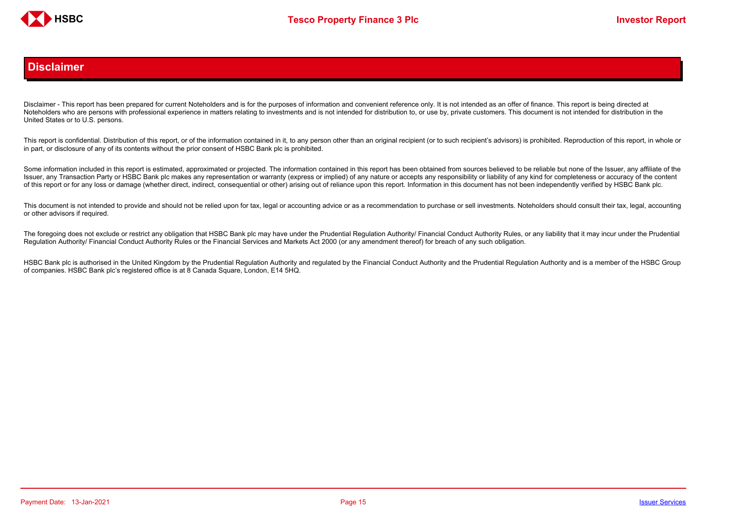## Disclaimer

Disclaimer - This report has been prepared for current Noteholders and is for the purposes of information and convenient reference only. It is not intended as an offer of finance. This report is being directed at Noteholders who are persons with professional experience in matters relating to investments and is not intended for distribution to, or use by, private customers. This document is not intended for distribution in the United States or to U.S. persons.

This report is confidential. Distribution of this report, or of the information contained in it, to any person other than an original recipient (or to such recipient's advisors) is prohibited. Reproduction of this report, in whole or in part, or disclosure of any of its contents without the prior consent of HSBC Bank plc is prohibited.

Some information included in this report is estimated, approximated or projected. The information contained in this report has been obtained from sources believed to be reliable but none of the Issuer, any affiliate of the Issuer, any Transaction Party or HSBC Bank plc makes any representation or warranty (express or implied) of any nature or accepts any responsibility or liability of any kind for completeness or accuracy of the content of this report or for any loss or damage (whether direct, indirect, consequential or other) arising out of reliance upon this report. Information in this document has not been independently verified by HSBC Bank plc.

This document is not intended to provide and should not be relied upon for tax, legal or accounting advice or as a recommendation to purchase or sell investments. Noteholders should consult their tax, legal, accounting or other advisors if required.

The foregoing does not exclude or restrict any obligation that HSBC Bank plc may have under the Prudential Regulation Authority/ Financial Conduct Authority Rules, or any liability that it may incur under the Prudential Regulation Authority/ Financial Conduct Authority Rules or the Financial Services and Markets Act 2000 (or any amendment thereof) for breach of any such obligation.

HSBC Bank plc is authorised in the United Kingdom by the Prudential Regulation Authority and regulated by the Financial Conduct Authority and the Prudential Regulation Authority and is a member of the HSBC Group of companies. HSBC Bank plc's registered office is at 8 Canada Square, London, E14 5HQ.